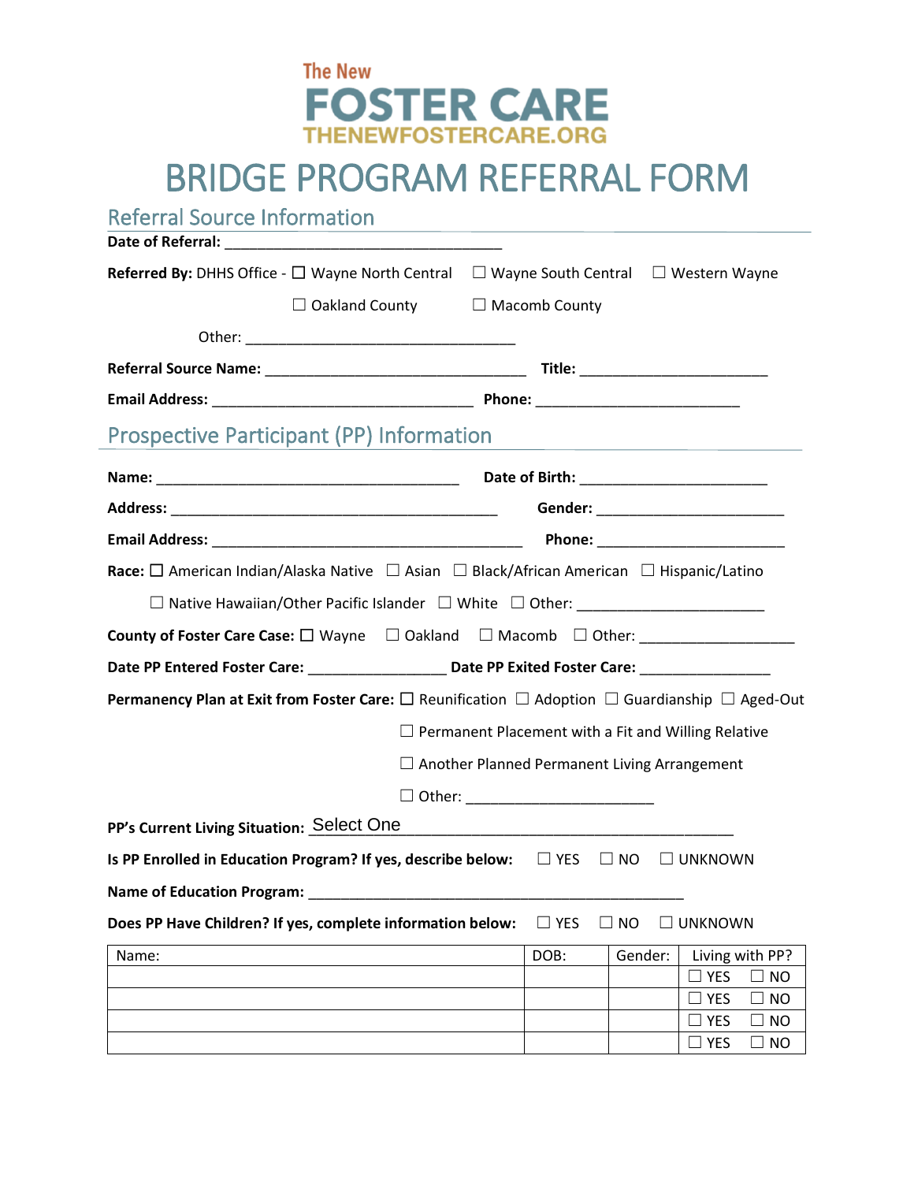The New

FOSTER CARE

THENEWFOSTERCARE.ORG

# BRIDGE PROGRAM REFERRAL FORM

## Referral Source Information

**Date of Referral:** ______________________________

**Referred By:** DHHS Office - ☐ Wayne North Central ☐ Wayne South Central ☐ Western Wayne

☐ Oakland County ☐ Macomb County

Other: ______________________________

**Referral Source Name:** ______________________________ **Title:** ______________________

**Email Address:** ______________________________ **Phone:** ______________________

## Prospective Participant (PP) Information

**Name:** ______________________________ **Date of Birth:** ______________________

**Address:** ______________________________ **Gender:** ______________________

**Email Address:** ______________________________ **Phone:** ______________________

**Race:** ☐ American Indian/Alaska Native ☐ Asian ☐ Black/African American ☐ Hispanic/Latino

☐ Native Hawaiian/Other Pacific Islander ☐ White ☐ Other: ______________________

**County of Foster Care Case:** ☐ Wayne ☐ Oakland ☐ Macomb ☐ Other: ___________________

**Date PP Entered Foster Care:** ________________ **Date PP Exited Foster Care:** ________________

**Permanency Plan at Exit from Foster Care:** ☐ Reunification ☐ Adoption ☐ Guardianship ☐ Aged-Out

☐ Permanent Placement with a Fit and Willing Relative

☐ Another Planned Permanent Living Arrangement

☐ Other: ______________________

**PP's Current Living Situation:** Select One ______________________________

**Is PP Enrolled in Education Program? If yes, describe below:** ☐ YES ☐ NO ☐ UNKNOWN

**Name of Education Program:** ______________________________________________

**Does PP Have Children? If yes, complete information below:** ☐ YES ☐ NO ☐ UNKNOWN

| Name: | DOB: | Gender: | Living with PP? |
|---|---|---|---|
| | | | ☐ YES ☐ NO |
| | | | ☐ YES ☐ NO |
| | | | ☐ YES ☐ NO |
| | | | ☐ YES ☐ NO |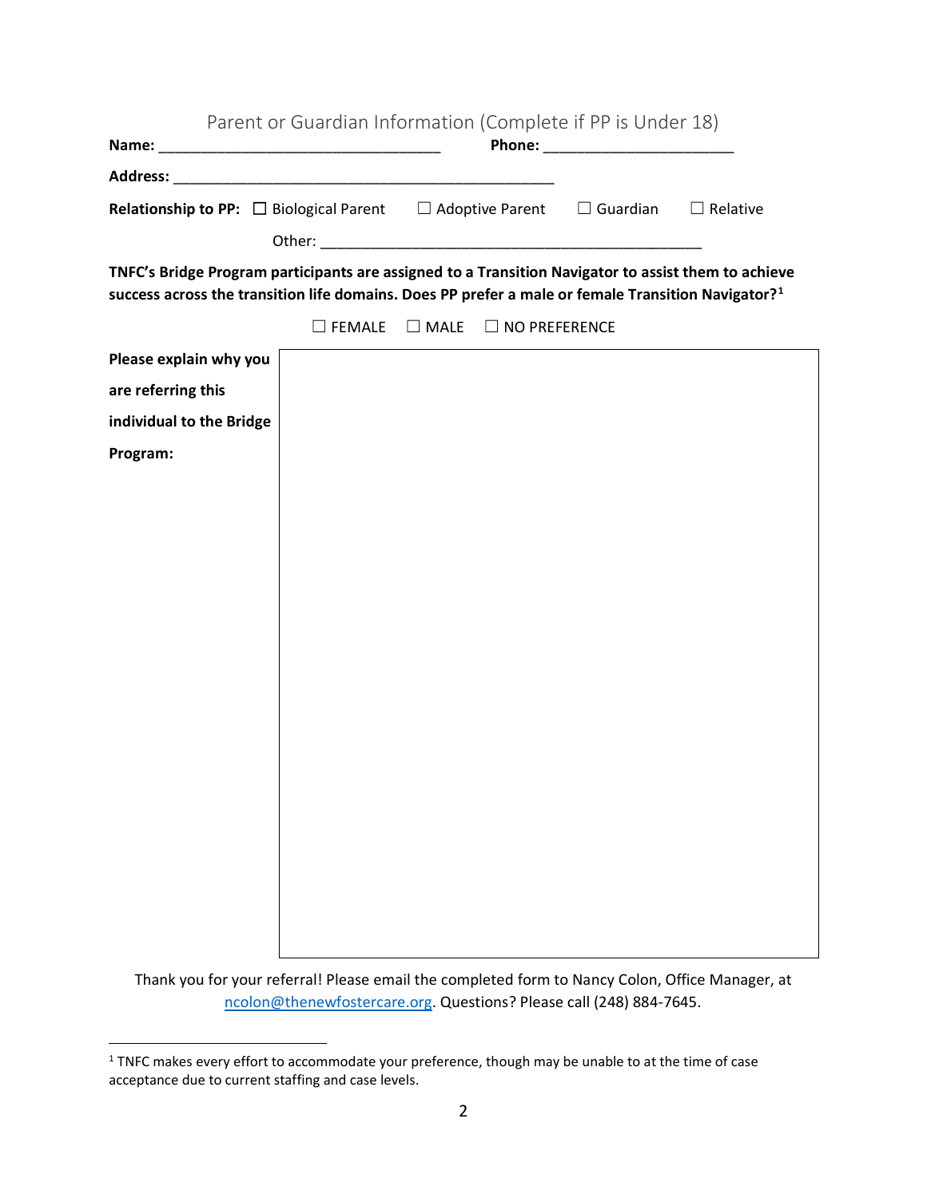## Parent or Guardian Information (Complete if PP is Under 18)

**Name:** ___________________________________ **Phone:** _______________________

**Address:** ________________________________________________

**Relationship to PP:** ☐ Biological Parent ☐ Adoptive Parent ☐ Guardian ☐ Relative

Other: _______________________________________________

**TNFC's Bridge Program participants are assigned to a Transition Navigator to assist them to achieve success across the transition life domains. Does PP prefer a male or female Transition Navigator?[1]**

☐ FEMALE ☐ MALE ☐ NO PREFERENCE

| **Please explain why you are referring this individual to the Bridge Program:** | |
|---|---|

Thank you for your referral! Please email the completed form to Nancy Colon, Office Manager, at [ncolon@thenewfostercare.org](mailto:ncolon@thenewfostercare.org). Questions? Please call (248) 884-7645.

---

[1] TNFC makes every effort to accommodate your preference, though may be unable to at the time of case acceptance due to current staffing and case levels.